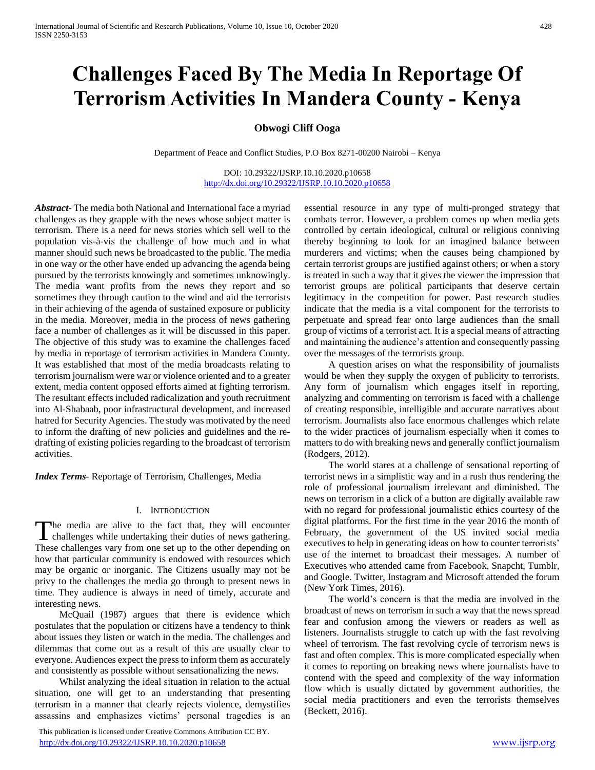# Challenges Faced By The Media In Reportage Of Terrorism Activities In Mandera County - Kenya

**Obwogi Cliff Ooga**

Department of Peace and Conflict Studies, P.O Box 8271-00200 Nairobi – Kenya

DOI: 10.29322/IJSRP.10.10.2020.p10658
http://dx.doi.org/10.29322/IJSRP.10.10.2020.p10658

***Abstract***- The media both National and International face a myriad challenges as they grapple with the news whose subject matter is terrorism. There is a need for news stories which sell well to the population vis-à-vis the challenge of how much and in what manner should such news be broadcasted to the public. The media in one way or the other have ended up advancing the agenda being pursued by the terrorists knowingly and sometimes unknowingly. The media want profits from the news they report and so sometimes they through caution to the wind and aid the terrorists in their achieving of the agenda of sustained exposure or publicity in the media. Moreover, media in the process of news gathering face a number of challenges as it will be discussed in this paper. The objective of this study was to examine the challenges faced by media in reportage of terrorism activities in Mandera County. It was established that most of the media broadcasts relating to terrorism journalism were war or violence oriented and to a greater extent, media content opposed efforts aimed at fighting terrorism. The resultant effects included radicalization and youth recruitment into Al-Shabaab, poor infrastructural development, and increased hatred for Security Agencies. The study was motivated by the need to inform the drafting of new policies and guidelines and the re-drafting of existing policies regarding to the broadcast of terrorism activities.

***Index Terms***- Reportage of Terrorism, Challenges, Media

## I. Introduction

The media are alive to the fact that, they will encounter challenges while undertaking their duties of news gathering. These challenges vary from one set up to the other depending on how that particular community is endowed with resources which may be organic or inorganic. The Citizens usually may not be privy to the challenges the media go through to present news in time. They audience is always in need of timely, accurate and interesting news.

McQuail (1987) argues that there is evidence which postulates that the population or citizens have a tendency to think about issues they listen or watch in the media. The challenges and dilemmas that come out as a result of this are usually clear to everyone. Audiences expect the press to inform them as accurately and consistently as possible without sensationalizing the news.

Whilst analyzing the ideal situation in relation to the actual situation, one will get to an understanding that presenting terrorism in a manner that clearly rejects violence, demystifies assassins and emphasizes victims' personal tragedies is an essential resource in any type of multi-pronged strategy that combats terror. However, a problem comes up when media gets controlled by certain ideological, cultural or religious conniving thereby beginning to look for an imagined balance between murderers and victims; when the causes being championed by certain terrorist groups are justified against others; or when a story is treated in such a way that it gives the viewer the impression that terrorist groups are political participants that deserve certain legitimacy in the competition for power. Past research studies indicate that the media is a vital component for the terrorists to perpetuate and spread fear onto large audiences than the small group of victims of a terrorist act. It is a special means of attracting and maintaining the audience's attention and consequently passing over the messages of the terrorists group.

A question arises on what the responsibility of journalists would be when they supply the oxygen of publicity to terrorists. Any form of journalism which engages itself in reporting, analyzing and commenting on terrorism is faced with a challenge of creating responsible, intelligible and accurate narratives about terrorism. Journalists also face enormous challenges which relate to the wider practices of journalism especially when it comes to matters to do with breaking news and generally conflict journalism (Rodgers, 2012).

The world stares at a challenge of sensational reporting of terrorist news in a simplistic way and in a rush thus rendering the role of professional journalism irrelevant and diminished. The news on terrorism in a click of a button are digitally available raw with no regard for professional journalistic ethics courtesy of the digital platforms. For the first time in the year 2016 the month of February, the government of the US invited social media executives to help in generating ideas on how to counter terrorists' use of the internet to broadcast their messages. A number of Executives who attended came from Facebook, Snapcht, Tumblr, and Google. Twitter, Instagram and Microsoft attended the forum (New York Times, 2016).

The world's concern is that the media are involved in the broadcast of news on terrorism in such a way that the news spread fear and confusion among the viewers or readers as well as listeners. Journalists struggle to catch up with the fast revolving wheel of terrorism. The fast revolving cycle of terrorism news is fast and often complex. This is more complicated especially when it comes to reporting on breaking news where journalists have to contend with the speed and complexity of the way information flow which is usually dictated by government authorities, the social media practitioners and even the terrorists themselves (Beckett, 2016).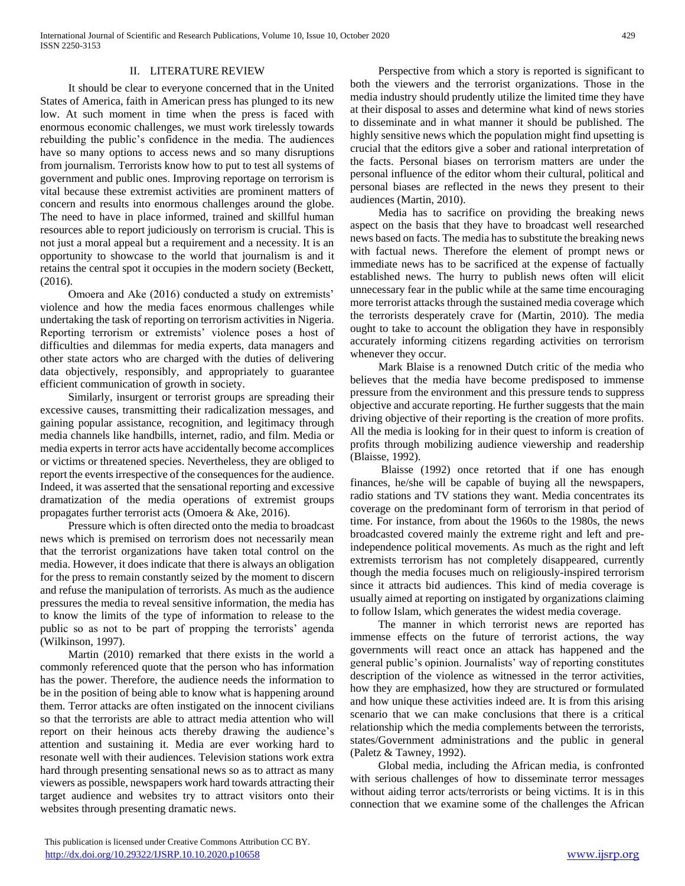## II. LITERATURE REVIEW

It should be clear to everyone concerned that in the United States of America, faith in American press has plunged to its new low. At such moment in time when the press is faced with enormous economic challenges, we must work tirelessly towards rebuilding the public's confidence in the media. The audiences have so many options to access news and so many disruptions from journalism. Terrorists know how to put to test all systems of government and public ones. Improving reportage on terrorism is vital because these extremist activities are prominent matters of concern and results into enormous challenges around the globe. The need to have in place informed, trained and skillful human resources able to report judiciously on terrorism is crucial. This is not just a moral appeal but a requirement and a necessity. It is an opportunity to showcase to the world that journalism is and it retains the central spot it occupies in the modern society (Beckett, (2016).

Omoera and Ake (2016) conducted a study on extremists' violence and how the media faces enormous challenges while undertaking the task of reporting on terrorism activities in Nigeria. Reporting terrorism or extremists' violence poses a host of difficulties and dilemmas for media experts, data managers and other state actors who are charged with the duties of delivering data objectively, responsibly, and appropriately to guarantee efficient communication of growth in society.

Similarly, insurgent or terrorist groups are spreading their excessive causes, transmitting their radicalization messages, and gaining popular assistance, recognition, and legitimacy through media channels like handbills, internet, radio, and film. Media or media experts in terror acts have accidentally become accomplices or victims or threatened species. Nevertheless, they are obliged to report the events irrespective of the consequences for the audience. Indeed, it was asserted that the sensational reporting and excessive dramatization of the media operations of extremist groups propagates further terrorist acts (Omoera & Ake, 2016).

Pressure which is often directed onto the media to broadcast news which is premised on terrorism does not necessarily mean that the terrorist organizations have taken total control on the media. However, it does indicate that there is always an obligation for the press to remain constantly seized by the moment to discern and refuse the manipulation of terrorists. As much as the audience pressures the media to reveal sensitive information, the media has to know the limits of the type of information to release to the public so as not to be part of propping the terrorists' agenda (Wilkinson, 1997).

Martin (2010) remarked that there exists in the world a commonly referenced quote that the person who has information has the power. Therefore, the audience needs the information to be in the position of being able to know what is happening around them. Terror attacks are often instigated on the innocent civilians so that the terrorists are able to attract media attention who will report on their heinous acts thereby drawing the audience's attention and sustaining it. Media are ever working hard to resonate well with their audiences. Television stations work extra hard through presenting sensational news so as to attract as many viewers as possible, newspapers work hard towards attracting their target audience and websites try to attract visitors onto their websites through presenting dramatic news.

Perspective from which a story is reported is significant to both the viewers and the terrorist organizations. Those in the media industry should prudently utilize the limited time they have at their disposal to asses and determine what kind of news stories to disseminate and in what manner it should be published. The highly sensitive news which the population might find upsetting is crucial that the editors give a sober and rational interpretation of the facts. Personal biases on terrorism matters are under the personal influence of the editor whom their cultural, political and personal biases are reflected in the news they present to their audiences (Martin, 2010).

Media has to sacrifice on providing the breaking news aspect on the basis that they have to broadcast well researched news based on facts. The media has to substitute the breaking news with factual news. Therefore the element of prompt news or immediate news has to be sacrificed at the expense of factually established news. The hurry to publish news often will elicit unnecessary fear in the public while at the same time encouraging more terrorist attacks through the sustained media coverage which the terrorists desperately crave for (Martin, 2010). The media ought to take to account the obligation they have in responsibly accurately informing citizens regarding activities on terrorism whenever they occur.

Mark Blaise is a renowned Dutch critic of the media who believes that the media have become predisposed to immense pressure from the environment and this pressure tends to suppress objective and accurate reporting. He further suggests that the main driving objective of their reporting is the creation of more profits. All the media is looking for in their quest to inform is creation of profits through mobilizing audience viewership and readership (Blaisse, 1992).

Blaisse (1992) once retorted that if one has enough finances, he/she will be capable of buying all the newspapers, radio stations and TV stations they want. Media concentrates its coverage on the predominant form of terrorism in that period of time. For instance, from about the 1960s to the 1980s, the news broadcasted covered mainly the extreme right and left and pre-independence political movements. As much as the right and left extremists terrorism has not completely disappeared, currently though the media focuses much on religiously-inspired terrorism since it attracts bid audiences. This kind of media coverage is usually aimed at reporting on instigated by organizations claiming to follow Islam, which generates the widest media coverage.

The manner in which terrorist news are reported has immense effects on the future of terrorist actions, the way governments will react once an attack has happened and the general public's opinion. Journalists' way of reporting constitutes description of the violence as witnessed in the terror activities, how they are emphasized, how they are structured or formulated and how unique these activities indeed are. It is from this arising scenario that we can make conclusions that there is a critical relationship which the media complements between the terrorists, states/Government administrations and the public in general (Paletz & Tawney, 1992).

Global media, including the African media, is confronted with serious challenges of how to disseminate terror messages without aiding terror acts/terrorists or being victims. It is in this connection that we examine some of the challenges the African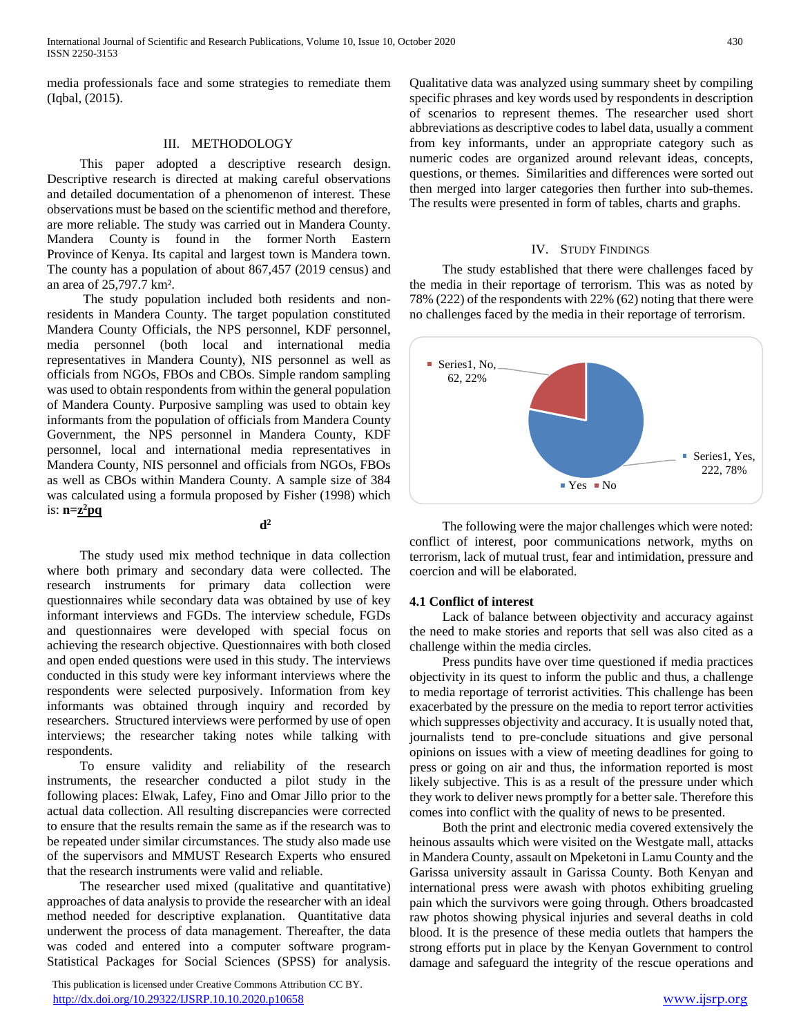media professionals face and some strategies to remediate them (Iqbal, (2015).

## III. METHODOLOGY

This paper adopted a descriptive research design. Descriptive research is directed at making careful observations and detailed documentation of a phenomenon of interest. These observations must be based on the scientific method and therefore, are more reliable. The study was carried out in Mandera County. Mandera County is found in the former North Eastern Province of Kenya. Its capital and largest town is Mandera town. The county has a population of about 867,457 (2019 census) and an area of 25,797.7 km².

The study population included both residents and non-residents in Mandera County. The target population constituted Mandera County Officials, the NPS personnel, KDF personnel, media personnel (both local and international media representatives in Mandera County), NIS personnel as well as officials from NGOs, FBOs and CBOs. Simple random sampling was used to obtain respondents from within the general population of Mandera County. Purposive sampling was used to obtain key informants from the population of officials from Mandera County Government, the NPS personnel in Mandera County, KDF personnel, local and international media representatives in Mandera County, NIS personnel and officials from NGOs, FBOs as well as CBOs within Mandera County. A sample size of 384 was calculated using a formula proposed by Fisher (1998) which is:

$$n=\frac{z^2pq}{d^2}$$

The study used mix method technique in data collection where both primary and secondary data were collected. The research instruments for primary data collection were questionnaires while secondary data was obtained by use of key informant interviews and FGDs. The interview schedule, FGDs and questionnaires were developed with special focus on achieving the research objective. Questionnaires with both closed and open ended questions were used in this study. The interviews conducted in this study were key informant interviews where the respondents were selected purposively. Information from key informants was obtained through inquiry and recorded by researchers. Structured interviews were performed by use of open interviews; the researcher taking notes while talking with respondents.

To ensure validity and reliability of the research instruments, the researcher conducted a pilot study in the following places: Elwak, Lafey, Fino and Omar Jillo prior to the actual data collection. All resulting discrepancies were corrected to ensure that the results remain the same as if the research was to be repeated under similar circumstances. The study also made use of the supervisors and MMUST Research Experts who ensured that the research instruments were valid and reliable.

The researcher used mixed (qualitative and quantitative) approaches of data analysis to provide the researcher with an ideal method needed for descriptive explanation. Quantitative data underwent the process of data management. Thereafter, the data was coded and entered into a computer software program-Statistical Packages for Social Sciences (SPSS) for analysis. Qualitative data was analyzed using summary sheet by compiling specific phrases and key words used by respondents in description of scenarios to represent themes. The researcher used short abbreviations as descriptive codes to label data, usually a comment from key informants, under an appropriate category such as numeric codes are organized around relevant ideas, concepts, questions, or themes. Similarities and differences were sorted out then merged into larger categories then further into sub-themes. The results were presented in form of tables, charts and graphs.

## IV. STUDY FINDINGS

The study established that there were challenges faced by the media in their reportage of terrorism. This was as noted by 78% (222) of the respondents with 22% (62) noting that there were no challenges faced by the media in their reportage of terrorism.

Series1, No, 62, 22%

Series1, Yes, 222, 78%

Yes ■ No

The following were the major challenges which were noted: conflict of interest, poor communications network, myths on terrorism, lack of mutual trust, fear and intimidation, pressure and coercion and will be elaborated.

### 4.1 Conflict of interest

Lack of balance between objectivity and accuracy against the need to make stories and reports that sell was also cited as a challenge within the media circles.

Press pundits have over time questioned if media practices objectivity in its quest to inform the public and thus, a challenge to media reportage of terrorist activities. This challenge has been exacerbated by the pressure on the media to report terror activities which suppresses objectivity and accuracy. It is usually noted that, journalists tend to pre-conclude situations and give personal opinions on issues with a view of meeting deadlines for going to press or going on air and thus, the information reported is most likely subjective. This is as a result of the pressure under which they work to deliver news promptly for a better sale. Therefore this comes into conflict with the quality of news to be presented.

Both the print and electronic media covered extensively the heinous assaults which were visited on the Westgate mall, attacks in Mandera County, assault on Mpeketoni in Lamu County and the Garissa university assault in Garissa County. Both Kenyan and international press were awash with photos exhibiting grueling pain which the survivors were going through. Others broadcasted raw photos showing physical injuries and several deaths in cold blood. It is the presence of these media outlets that hampers the strong efforts put in place by the Kenyan Government to control damage and safeguard the integrity of the rescue operations and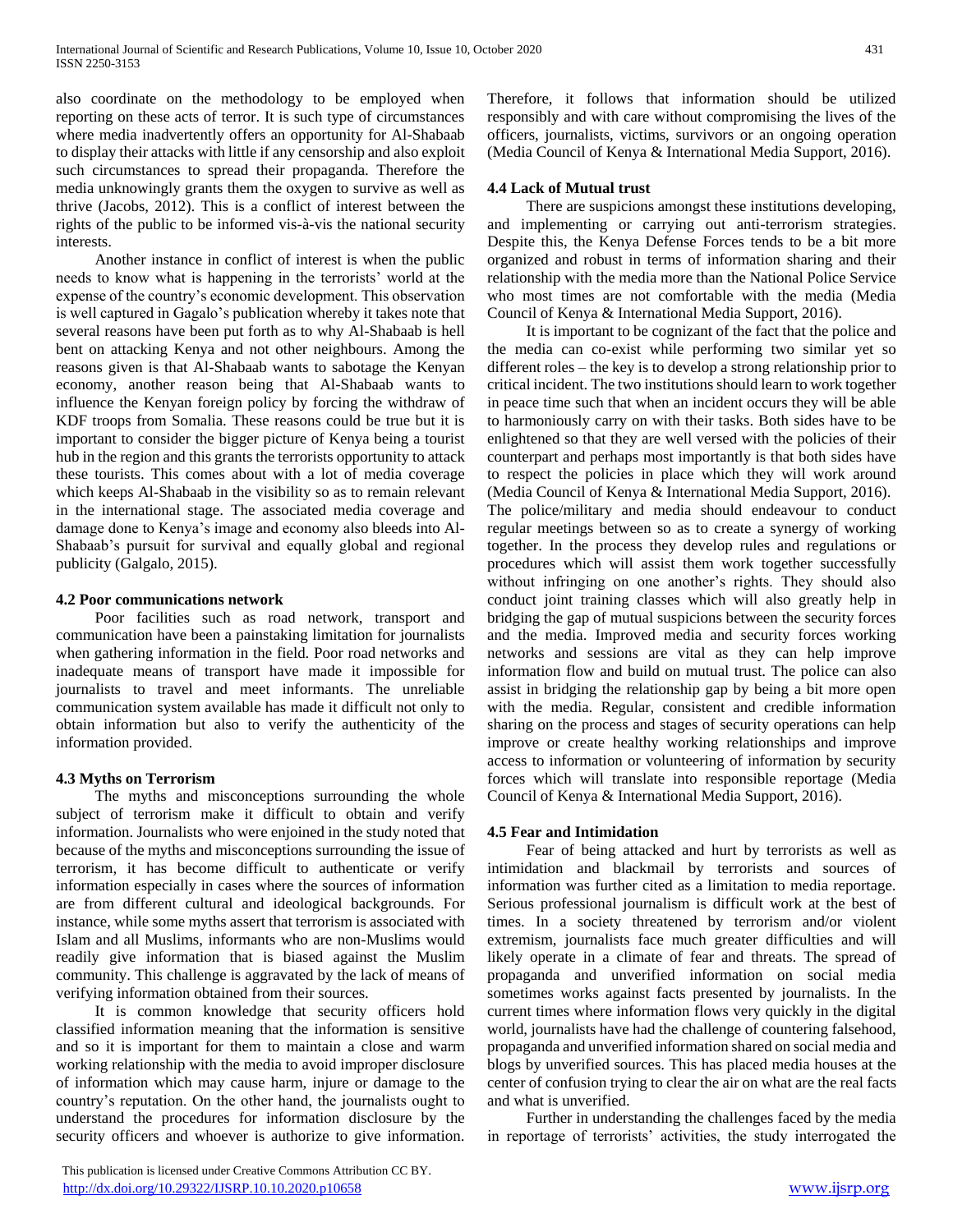also coordinate on the methodology to be employed when reporting on these acts of terror. It is such type of circumstances where media inadvertently offers an opportunity for Al-Shabaab to display their attacks with little if any censorship and also exploit such circumstances to spread their propaganda. Therefore the media unknowingly grants them the oxygen to survive as well as thrive (Jacobs, 2012). This is a conflict of interest between the rights of the public to be informed vis-à-vis the national security interests.

Another instance in conflict of interest is when the public needs to know what is happening in the terrorists' world at the expense of the country's economic development. This observation is well captured in Gagalo's publication whereby it takes note that several reasons have been put forth as to why Al-Shabaab is hell bent on attacking Kenya and not other neighbours. Among the reasons given is that Al-Shabaab wants to sabotage the Kenyan economy, another reason being that Al-Shabaab wants to influence the Kenyan foreign policy by forcing the withdraw of KDF troops from Somalia. These reasons could be true but it is important to consider the bigger picture of Kenya being a tourist hub in the region and this grants the terrorists opportunity to attack these tourists. This comes about with a lot of media coverage which keeps Al-Shabaab in the visibility so as to remain relevant in the international stage. The associated media coverage and damage done to Kenya's image and economy also bleeds into Al-Shabaab's pursuit for survival and equally global and regional publicity (Galgalo, 2015).

### 4.2 Poor communications network

Poor facilities such as road network, transport and communication have been a painstaking limitation for journalists when gathering information in the field. Poor road networks and inadequate means of transport have made it impossible for journalists to travel and meet informants. The unreliable communication system available has made it difficult not only to obtain information but also to verify the authenticity of the information provided.

### 4.3 Myths on Terrorism

The myths and misconceptions surrounding the whole subject of terrorism make it difficult to obtain and verify information. Journalists who were enjoined in the study noted that because of the myths and misconceptions surrounding the issue of terrorism, it has become difficult to authenticate or verify information especially in cases where the sources of information are from different cultural and ideological backgrounds. For instance, while some myths assert that terrorism is associated with Islam and all Muslims, informants who are non-Muslims would readily give information that is biased against the Muslim community. This challenge is aggravated by the lack of means of verifying information obtained from their sources.

It is common knowledge that security officers hold classified information meaning that the information is sensitive and so it is important for them to maintain a close and warm working relationship with the media to avoid improper disclosure of information which may cause harm, injure or damage to the country's reputation. On the other hand, the journalists ought to understand the procedures for information disclosure by the security officers and whoever is authorize to give information. Therefore, it follows that information should be utilized responsibly and with care without compromising the lives of the officers, journalists, victims, survivors or an ongoing operation (Media Council of Kenya & International Media Support, 2016).

### 4.4 Lack of Mutual trust

There are suspicions amongst these institutions developing, and implementing or carrying out anti-terrorism strategies. Despite this, the Kenya Defense Forces tends to be a bit more organized and robust in terms of information sharing and their relationship with the media more than the National Police Service who most times are not comfortable with the media (Media Council of Kenya & International Media Support, 2016).

It is important to be cognizant of the fact that the police and the media can co-exist while performing two similar yet so different roles – the key is to develop a strong relationship prior to critical incident. The two institutions should learn to work together in peace time such that when an incident occurs they will be able to harmoniously carry on with their tasks. Both sides have to be enlightened so that they are well versed with the policies of their counterpart and perhaps most importantly is that both sides have to respect the policies in place which they will work around (Media Council of Kenya & International Media Support, 2016).

The police/military and media should endeavour to conduct regular meetings between so as to create a synergy of working together. In the process they develop rules and regulations or procedures which will assist them work together successfully without infringing on one another's rights. They should also conduct joint training classes which will also greatly help in bridging the gap of mutual suspicions between the security forces and the media. Improved media and security forces working networks and sessions are vital as they can help improve information flow and build on mutual trust. The police can also assist in bridging the relationship gap by being a bit more open with the media. Regular, consistent and credible information sharing on the process and stages of security operations can help improve or create healthy working relationships and improve access to information or volunteering of information by security forces which will translate into responsible reportage (Media Council of Kenya & International Media Support, 2016).

### 4.5 Fear and Intimidation

Fear of being attacked and hurt by terrorists as well as intimidation and blackmail by terrorists and sources of information was further cited as a limitation to media reportage. Serious professional journalism is difficult work at the best of times. In a society threatened by terrorism and/or violent extremism, journalists face much greater difficulties and will likely operate in a climate of fear and threats. The spread of propaganda and unverified information on social media sometimes works against facts presented by journalists. In the current times where information flows very quickly in the digital world, journalists have had the challenge of countering falsehood, propaganda and unverified information shared on social media and blogs by unverified sources. This has placed media houses at the center of confusion trying to clear the air on what are the real facts and what is unverified.

Further in understanding the challenges faced by the media in reportage of terrorists' activities, the study interrogated the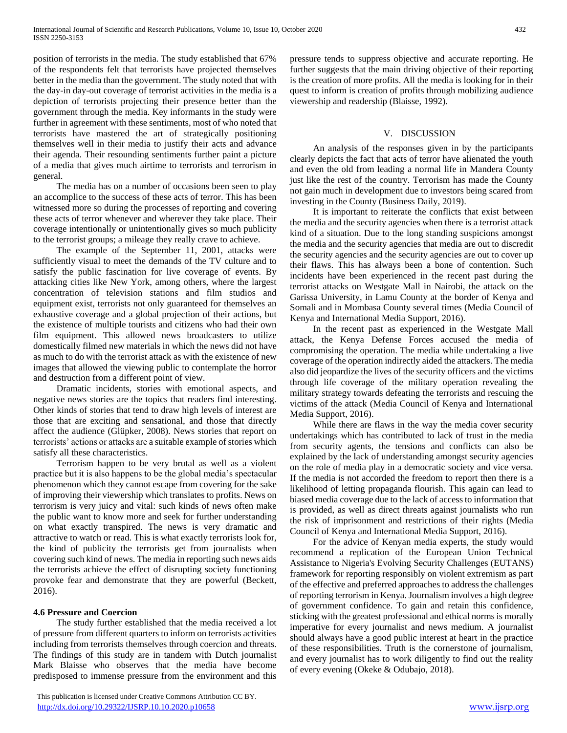position of terrorists in the media. The study established that 67% of the respondents felt that terrorists have projected themselves better in the media than the government. The study noted that with the day-in day-out coverage of terrorist activities in the media is a depiction of terrorists projecting their presence better than the government through the media. Key informants in the study were further in agreement with these sentiments, most of who noted that terrorists have mastered the art of strategically positioning themselves well in their media to justify their acts and advance their agenda. Their resounding sentiments further paint a picture of a media that gives much airtime to terrorists and terrorism in general.

The media has on a number of occasions been seen to play an accomplice to the success of these acts of terror. This has been witnessed more so during the processes of reporting and covering these acts of terror whenever and wherever they take place. Their coverage intentionally or unintentionally gives so much publicity to the terrorist groups; a mileage they really crave to achieve.

The example of the September 11, 2001, attacks were sufficiently visual to meet the demands of the TV culture and to satisfy the public fascination for live coverage of events. By attacking cities like New York, among others, where the largest concentration of television stations and film studios and equipment exist, terrorists not only guaranteed for themselves an exhaustive coverage and a global projection of their actions, but the existence of multiple tourists and citizens who had their own film equipment. This allowed news broadcasters to utilize domestically filmed new materials in which the news did not have as much to do with the terrorist attack as with the existence of new images that allowed the viewing public to contemplate the horror and destruction from a different point of view.

Dramatic incidents, stories with emotional aspects, and negative news stories are the topics that readers find interesting. Other kinds of stories that tend to draw high levels of interest are those that are exciting and sensational, and those that directly affect the audience (Glüpker, 2008). News stories that report on terrorists' actions or attacks are a suitable example of stories which satisfy all these characteristics.

Terrorism happen to be very brutal as well as a violent practice but it is also happens to be the global media's spectacular phenomenon which they cannot escape from covering for the sake of improving their viewership which translates to profits. News on terrorism is very juicy and vital: such kinds of news often make the public want to know more and seek for further understanding on what exactly transpired. The news is very dramatic and attractive to watch or read. This is what exactly terrorists look for, the kind of publicity the terrorists get from journalists when covering such kind of news. The media in reporting such news aids the terrorists achieve the effect of disrupting society functioning provoke fear and demonstrate that they are powerful (Beckett, 2016).

### 4.6 Pressure and Coercion

The study further established that the media received a lot of pressure from different quarters to inform on terrorists activities including from terrorists themselves through coercion and threats. The findings of this study are in tandem with Dutch journalist Mark Blaisse who observes that the media have become predisposed to immense pressure from the environment and this pressure tends to suppress objective and accurate reporting. He further suggests that the main driving objective of their reporting is the creation of more profits. All the media is looking for in their quest to inform is creation of profits through mobilizing audience viewership and readership (Blaisse, 1992).

## V. DISCUSSION

An analysis of the responses given in by the participants clearly depicts the fact that acts of terror have alienated the youth and even the old from leading a normal life in Mandera County just like the rest of the country. Terrorism has made the County not gain much in development due to investors being scared from investing in the County (Business Daily, 2019).

It is important to reiterate the conflicts that exist between the media and the security agencies when there is a terrorist attack kind of a situation. Due to the long standing suspicions amongst the media and the security agencies that media are out to discredit the security agencies and the security agencies are out to cover up their flaws. This has always been a bone of contention. Such incidents have been experienced in the recent past during the terrorist attacks on Westgate Mall in Nairobi, the attack on the Garissa University, in Lamu County at the border of Kenya and Somali and in Mombasa County several times (Media Council of Kenya and International Media Support, 2016).

In the recent past as experienced in the Westgate Mall attack, the Kenya Defense Forces accused the media of compromising the operation. The media while undertaking a live coverage of the operation indirectly aided the attackers. The media also did jeopardize the lives of the security officers and the victims through life coverage of the military operation revealing the military strategy towards defeating the terrorists and rescuing the victims of the attack (Media Council of Kenya and International Media Support, 2016).

While there are flaws in the way the media cover security undertakings which has contributed to lack of trust in the media from security agents, the tensions and conflicts can also be explained by the lack of understanding amongst security agencies on the role of media play in a democratic society and vice versa. If the media is not accorded the freedom to report then there is a likelihood of letting propaganda flourish. This again can lead to biased media coverage due to the lack of access to information that is provided, as well as direct threats against journalists who run the risk of imprisonment and restrictions of their rights (Media Council of Kenya and International Media Support, 2016).

For the advice of Kenyan media experts, the study would recommend a replication of the European Union Technical Assistance to Nigeria's Evolving Security Challenges (EUTANS) framework for reporting responsibly on violent extremism as part of the effective and preferred approaches to address the challenges of reporting terrorism in Kenya. Journalism involves a high degree of government confidence. To gain and retain this confidence, sticking with the greatest professional and ethical norms is morally imperative for every journalist and news medium. A journalist should always have a good public interest at heart in the practice of these responsibilities. Truth is the cornerstone of journalism, and every journalist has to work diligently to find out the reality of every evening (Okeke & Odubajo, 2018).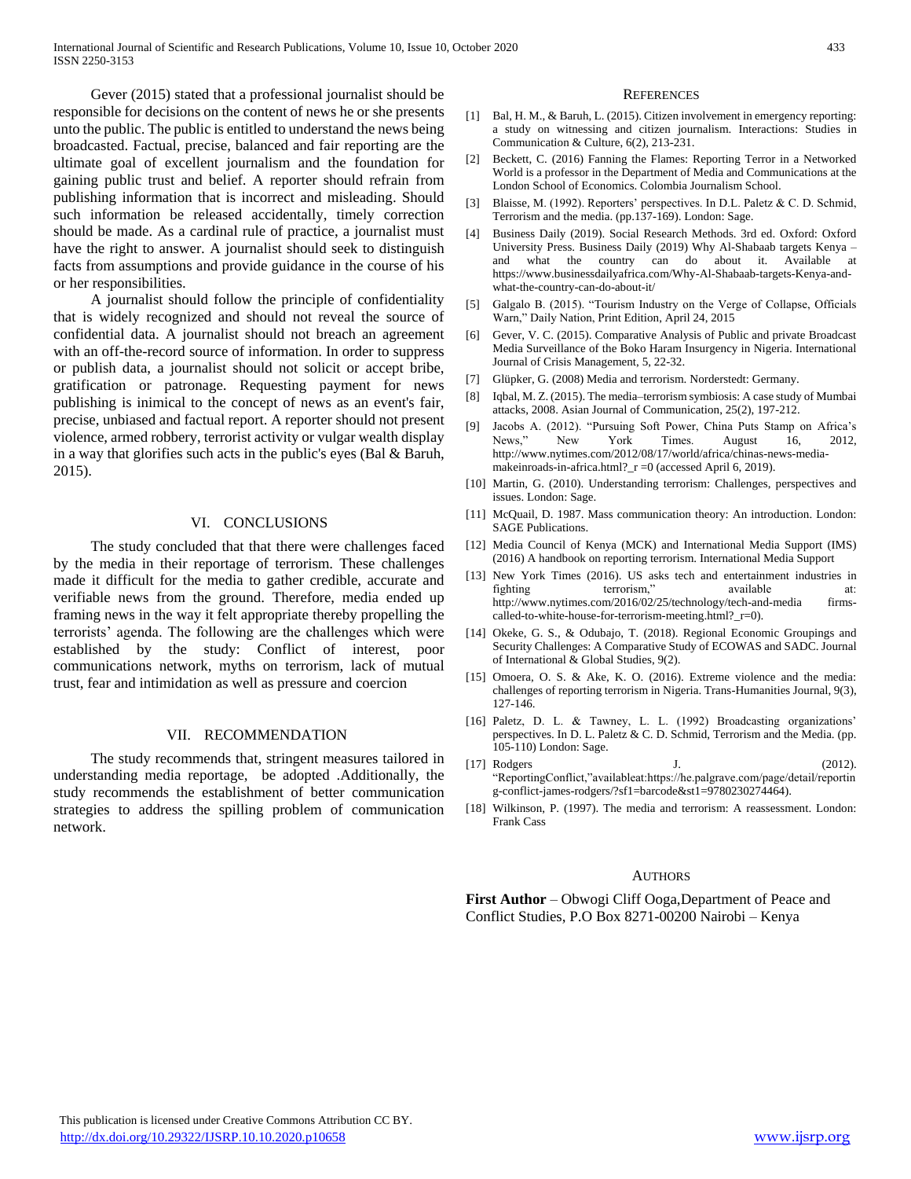Gever (2015) stated that a professional journalist should be responsible for decisions on the content of news he or she presents unto the public. The public is entitled to understand the news being broadcasted. Factual, precise, balanced and fair reporting are the ultimate goal of excellent journalism and the foundation for gaining public trust and belief. A reporter should refrain from publishing information that is incorrect and misleading. Should such information be released accidentally, timely correction should be made. As a cardinal rule of practice, a journalist must have the right to answer. A journalist should seek to distinguish facts from assumptions and provide guidance in the course of his or her responsibilities.

A journalist should follow the principle of confidentiality that is widely recognized and should not reveal the source of confidential data. A journalist should not breach an agreement with an off-the-record source of information. In order to suppress or publish data, a journalist should not solicit or accept bribe, gratification or patronage. Requesting payment for news publishing is inimical to the concept of news as an event's fair, precise, unbiased and factual report. A reporter should not present violence, armed robbery, terrorist activity or vulgar wealth display in a way that glorifies such acts in the public's eyes (Bal & Baruh, 2015).

## VI. CONCLUSIONS

The study concluded that that there were challenges faced by the media in their reportage of terrorism. These challenges made it difficult for the media to gather credible, accurate and verifiable news from the ground. Therefore, media ended up framing news in the way it felt appropriate thereby propelling the terrorists' agenda. The following are the challenges which were established by the study: Conflict of interest, poor communications network, myths on terrorism, lack of mutual trust, fear and intimidation as well as pressure and coercion

## VII. RECOMMENDATION

The study recommends that, stringent measures tailored in understanding media reportage, be adopted .Additionally, the study recommends the establishment of better communication strategies to address the spilling problem of communication network.

## REFERENCES

[1] Bal, H. M., & Baruh, L. (2015). Citizen involvement in emergency reporting: a study on witnessing and citizen journalism. Interactions: Studies in Communication & Culture, 6(2), 213-231.

[2] Beckett, C. (2016) Fanning the Flames: Reporting Terror in a Networked World is a professor in the Department of Media and Communications at the London School of Economics. Colombia Journalism School.

[3] Blaisse, M. (1992). Reporters' perspectives. In D.L. Paletz & C. D. Schmid, Terrorism and the media. (pp.137-169). London: Sage.

[4] Business Daily (2019). Social Research Methods. 3rd ed. Oxford: Oxford University Press. Business Daily (2019) Why Al-Shabaab targets Kenya – and what the country can do about it. Available at https://www.businessdailyafrica.com/Why-Al-Shabaab-targets-Kenya-and-what-the-country-can-do-about-it/

[5] Galgalo B. (2015). "Tourism Industry on the Verge of Collapse, Officials Warn," Daily Nation, Print Edition, April 24, 2015

[6] Gever, V. C. (2015). Comparative Analysis of Public and private Broadcast Media Surveillance of the Boko Haram Insurgency in Nigeria. International Journal of Crisis Management, 5, 22-32.

[7] Glüpker, G. (2008) Media and terrorism. Norderstedt: Germany.

[8] Iqbal, M. Z. (2015). The media–terrorism symbiosis: A case study of Mumbai attacks, 2008. Asian Journal of Communication, 25(2), 197-212.

[9] Jacobs A. (2012). "Pursuing Soft Power, China Puts Stamp on Africa's News," New York Times. August 16, 2012, http://www.nytimes.com/2012/08/17/world/africa/chinas-news-media-makeinroads-in-africa.html?_r =0 (accessed April 6, 2019).

[10] Martin, G. (2010). Understanding terrorism: Challenges, perspectives and issues. London: Sage.

[11] McQuail, D. 1987. Mass communication theory: An introduction. London: SAGE Publications.

[12] Media Council of Kenya (MCK) and International Media Support (IMS) (2016) A handbook on reporting terrorism. International Media Support

[13] New York Times (2016). US asks tech and entertainment industries in fighting terrorism," available at: http://www.nytimes.com/2016/02/25/technology/tech-and-media firms-called-to-white-house-for-terrorism-meeting.html?_r=0).

[14] Okeke, G. S., & Odubajo, T. (2018). Regional Economic Groupings and Security Challenges: A Comparative Study of ECOWAS and SADC. Journal of International & Global Studies, 9(2).

[15] Omoera, O. S. & Ake, K. O. (2016). Extreme violence and the media: challenges of reporting terrorism in Nigeria. Trans-Humanities Journal, 9(3), 127-146.

[16] Paletz, D. L. & Tawney, L. L. (1992) Broadcasting organizations' perspectives. In D. L. Paletz & C. D. Schmid, Terrorism and the Media. (pp. 105-110) London: Sage.

[17] Rodgers J. (2012). "ReportingConflict,"availableat:https://he.palgrave.com/page/detail/reporting-conflict-james-rodgers/?sf1=barcode&st1=9780230274464).

[18] Wilkinson, P. (1997). The media and terrorism: A reassessment. London: Frank Cass

## AUTHORS

**First Author** – Obwogi Cliff Ooga,Department of Peace and Conflict Studies, P.O Box 8271-00200 Nairobi – Kenya

This publication is licensed under Creative Commons Attribution CC BY.
http://dx.doi.org/10.29322/IJSRP.10.10.2020.p10658